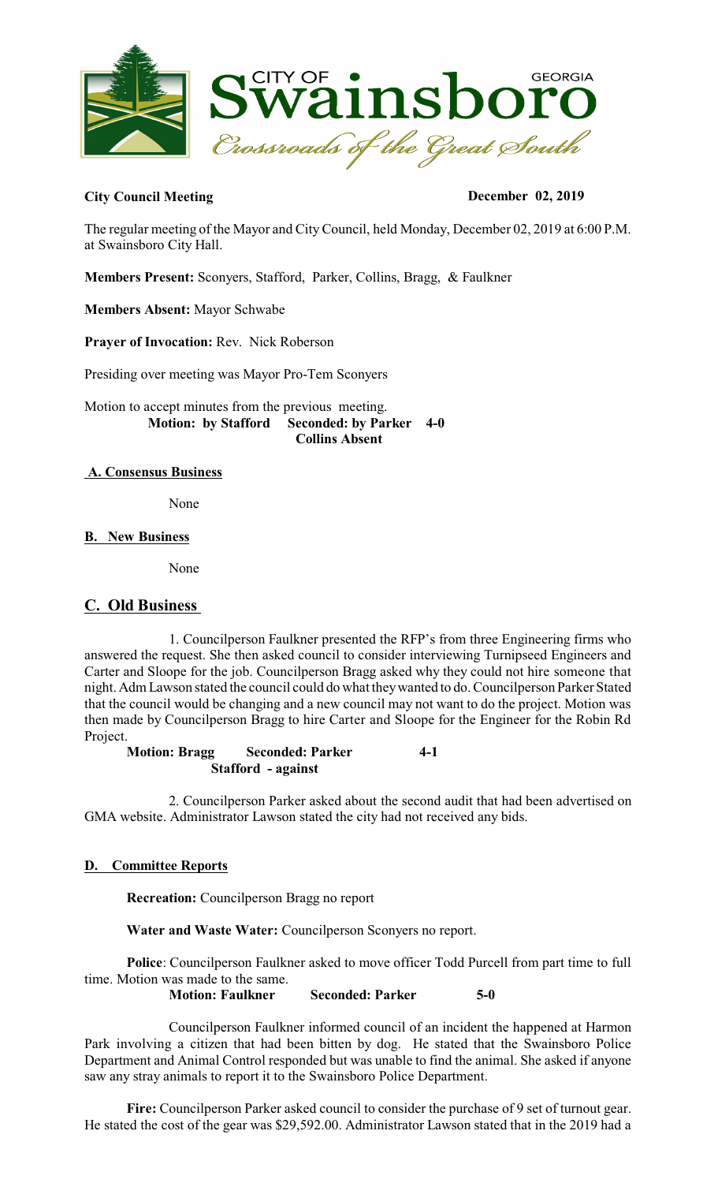**City Council Meeting** **December 02, 2019**

The regular meeting of the Mayor and City Council, held Monday, December 02, 2019 at 6:00 P.M. at Swainsboro City Hall.

**Members Present:** Sconyers, Stafford, Parker, Collins, Bragg, & Faulkner

**Members Absent:** Mayor Schwabe

**Prayer of Invocation:** Rev. Nick Roberson

Presiding over meeting was Mayor Pro-Tem Sconyers

Motion to accept minutes from the previous meeting.
**Motion: by Stafford Seconded: by Parker 4-0**
**Collins Absent**

## A. Consensus Business

None

## B. New Business

None

## C. Old Business

1. Councilperson Faulkner presented the RFP's from three Engineering firms who answered the request. She then asked council to consider interviewing Turnipseed Engineers and Carter and Sloope for the job. Councilperson Bragg asked why they could not hire someone that night. Adm Lawson stated the council could do what they wanted to do. Councilperson Parker Stated that the council would be changing and a new council may not want to do the project. Motion was then made by Councilperson Bragg to hire Carter and Sloope for the Engineer for the Robin Rd Project.

**Motion: Bragg Seconded: Parker 4-1**
**Stafford - against**

2. Councilperson Parker asked about the second audit that had been advertised on GMA website. Administrator Lawson stated the city had not received any bids.

## D. Committee Reports

**Recreation:** Councilperson Bragg no report

**Water and Waste Water:** Councilperson Sconyers no report.

**Police**: Councilperson Faulkner asked to move officer Todd Purcell from part time to full time. Motion was made to the same.

**Motion: Faulkner Seconded: Parker 5-0**

Councilperson Faulkner informed council of an incident the happened at Harmon Park involving a citizen that had been bitten by dog. He stated that the Swainsboro Police Department and Animal Control responded but was unable to find the animal. She asked if anyone saw any stray animals to report it to the Swainsboro Police Department.

**Fire:** Councilperson Parker asked council to consider the purchase of 9 set of turnout gear. He stated the cost of the gear was $29,592.00. Administrator Lawson stated that in the 2019 had a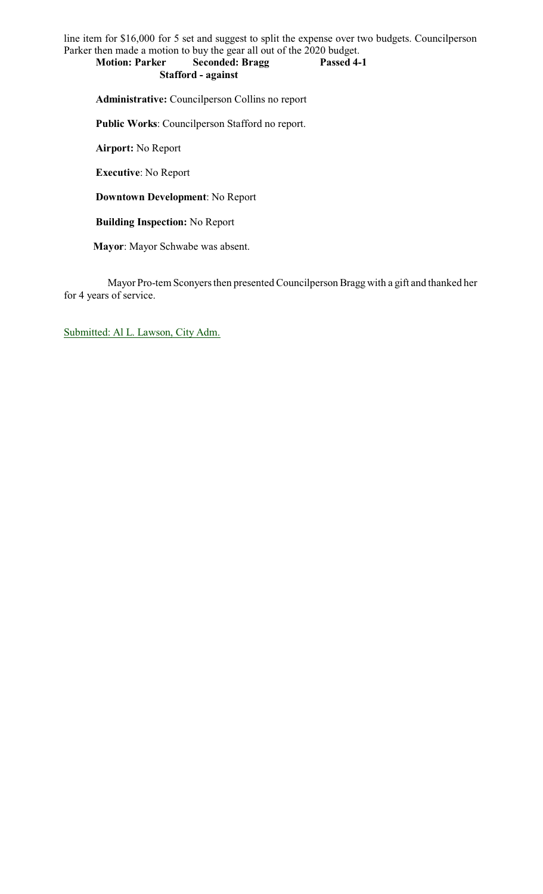line item for $16,000 for 5 set and suggest to split the expense over two budgets. Councilperson Parker then made a motion to buy the gear all out of the 2020 budget.

**Motion: Parker Seconded: Bragg Passed 4-1**
**Stafford - against**

**Administrative:** Councilperson Collins no report

**Public Works**: Councilperson Stafford no report.

**Airport:** No Report

**Executive**: No Report

**Downtown Development**: No Report

**Building Inspection:** No Report

**Mayor**: Mayor Schwabe was absent.

Mayor Pro-tem Sconyers then presented Councilperson Bragg with a gift and thanked her for 4 years of service.

Submitted: Al L. Lawson, City Adm.